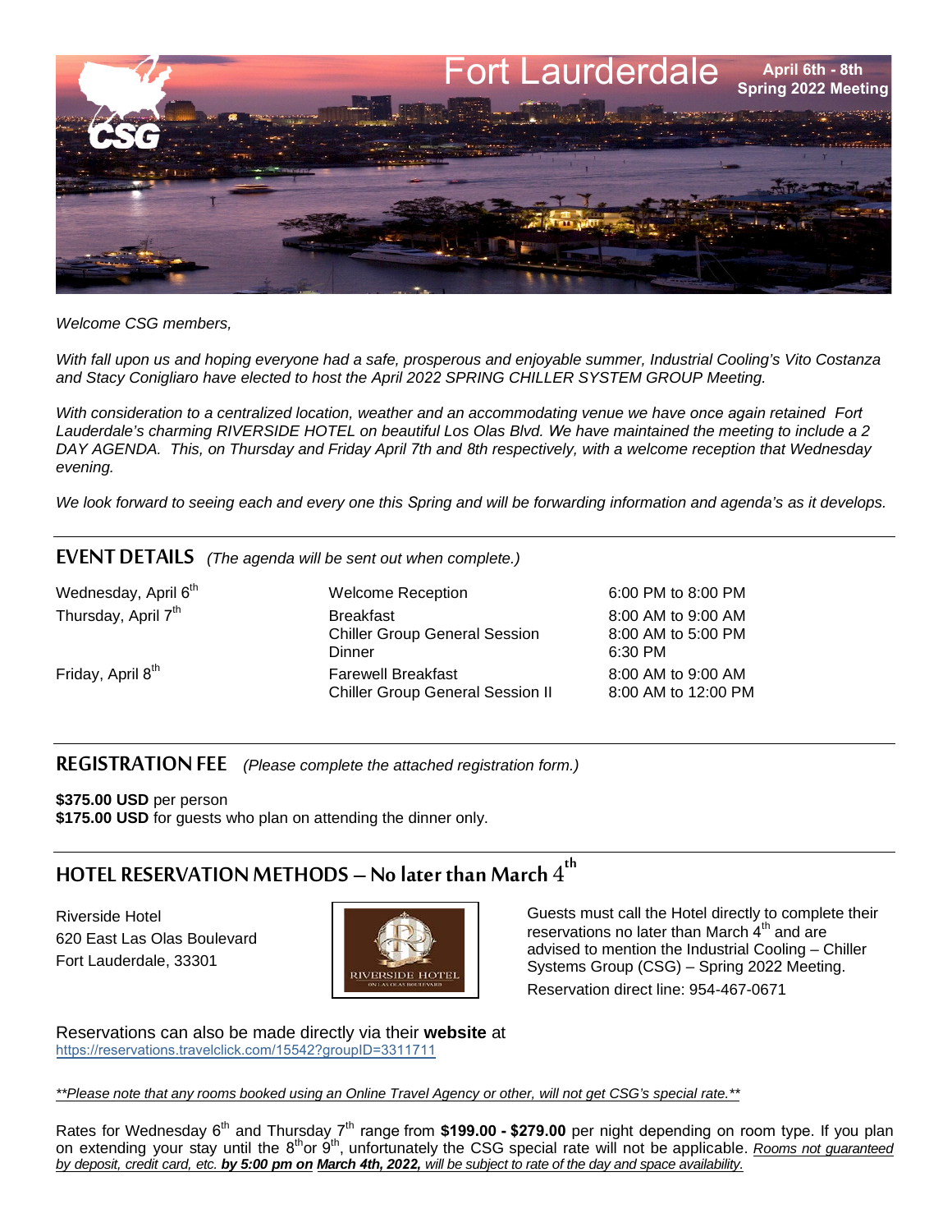# Fort Lauderdale

**April 6th - 8th**
**Spring 2022 Meeting**

*Welcome CSG members,*

*With fall upon us and hoping everyone had a safe, prosperous and enjoyable summer, Industrial Cooling's Vito Costanza and Stacy Conigliaro have elected to host the April 2022 SPRING CHILLER SYSTEM GROUP Meeting.*

*With consideration to a centralized location, weather and an accommodating venue we have once again retained Fort Lauderdale's charming RIVERSIDE HOTEL on beautiful Los Olas Blvd. We have maintained the meeting to include a 2 DAY AGENDA. This, on Thursday and Friday April 7th and 8th respectively, with a welcome reception that Wednesday evening.*

*We look forward to seeing each and every one this Spring and will be forwarding information and agenda's as it develops.*

## EVENT DETAILS *(The agenda will be sent out when complete.)*

| | | |
|---|---|---|
| Wednesday, April 6th | Welcome Reception | 6:00 PM to 8:00 PM |
| Thursday, April 7th | Breakfast | 8:00 AM to 9:00 AM |
| | Chiller Group General Session | 8:00 AM to 5:00 PM |
| | Dinner | 6:30 PM |
| Friday, April 8th | Farewell Breakfast | 8:00 AM to 9:00 AM |
| | Chiller Group General Session II | 8:00 AM to 12:00 PM |

## REGISTRATION FEE *(Please complete the attached registration form.)*

**$375.00 USD** per person
**$175.00 USD** for guests who plan on attending the dinner only.

## HOTEL RESERVATION METHODS – No later than March 4th

Riverside Hotel
620 East Las Olas Boulevard
Fort Lauderdale, 33301

Guests must call the Hotel directly to complete their reservations no later than March 4th and are advised to mention the Industrial Cooling – Chiller Systems Group (CSG) – Spring 2022 Meeting.

Reservation direct line: 954-467-0671

Reservations can also be made directly via their **website** at
https://reservations.travelclick.com/15542?groupID=3311711

***Please note that any rooms booked using an Online Travel Agency or other, will not get CSG's special rate.***

Rates for Wednesday 6th and Thursday 7th range from **$199.00 - $279.00** per night depending on room type. If you plan on extending your stay until the 8th or 9th, unfortunately the CSG special rate will not be applicable. *Rooms not guaranteed by deposit, credit card, etc.* ***by 5:00 pm on March 4th, 2022,*** *will be subject to rate of the day and space availability.*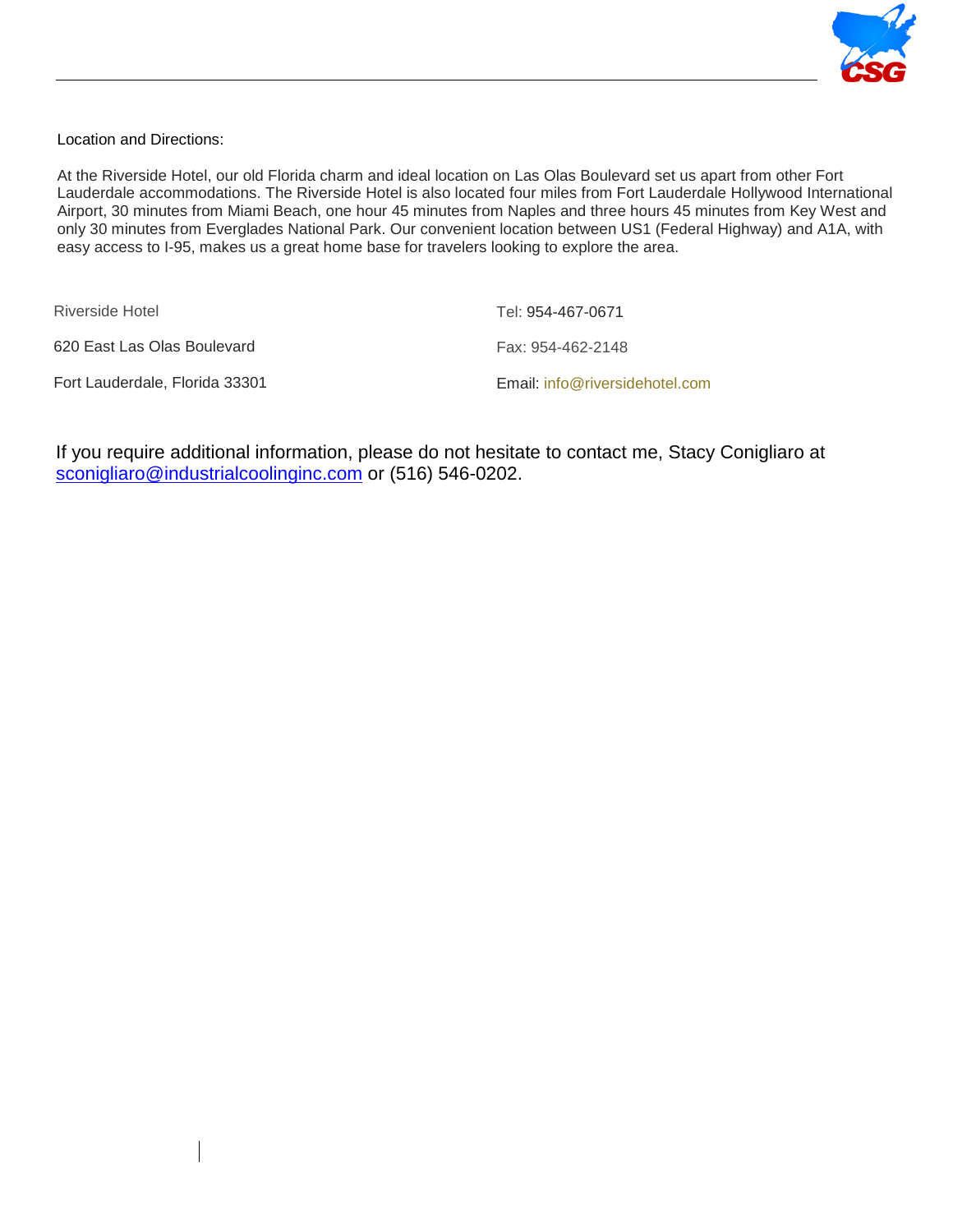Location and Directions:

At the Riverside Hotel, our old Florida charm and ideal location on Las Olas Boulevard set us apart from other Fort Lauderdale accommodations. The Riverside Hotel is also located four miles from Fort Lauderdale Hollywood International Airport, 30 minutes from Miami Beach, one hour 45 minutes from Naples and three hours 45 minutes from Key West and only 30 minutes from Everglades National Park. Our convenient location between US1 (Federal Highway) and A1A, with easy access to I-95, makes us a great home base for travelers looking to explore the area.

| | |
|---|---|
| Riverside Hotel | Tel: 954-467-0671 |
| 620 East Las Olas Boulevard | Fax: 954-462-2148 |
| Fort Lauderdale, Florida 33301 | Email: info@riversidehotel.com |

If you require additional information, please do not hesitate to contact me, Stacy Conigliaro at sconigliaro@industrialcoolinginc.com or (516) 546-0202.